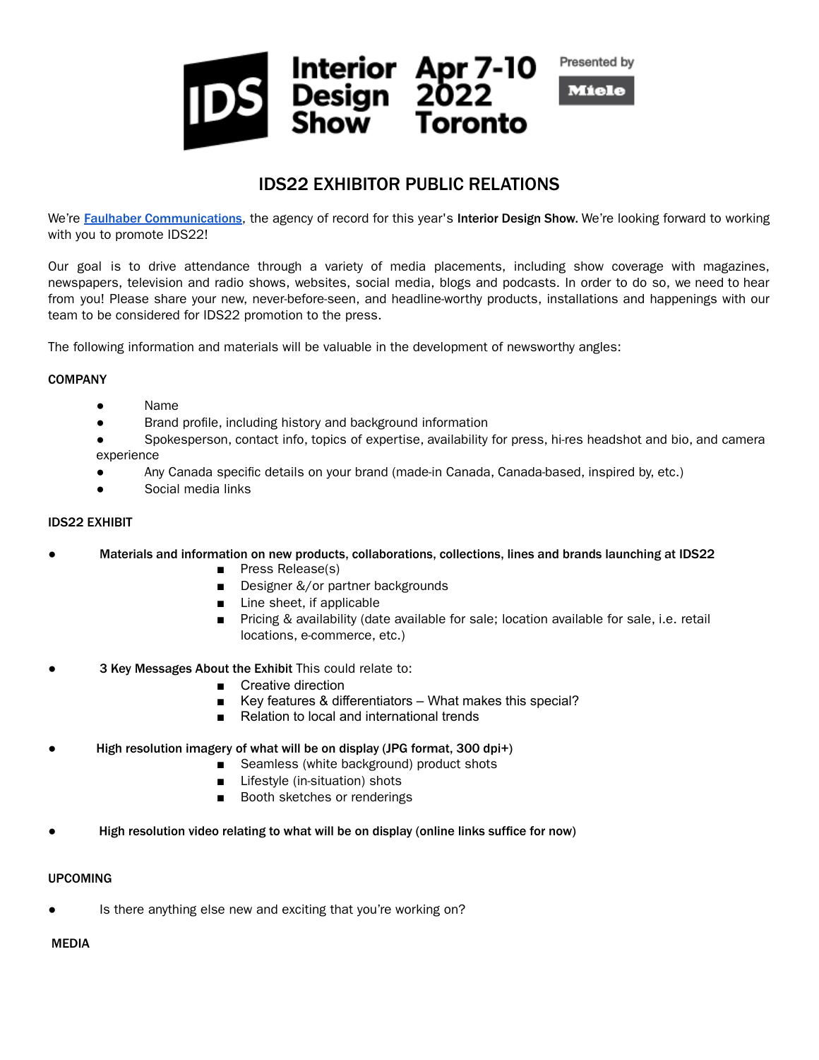IDS Interior Design Show Apr 7-10 2022 Toronto

Presented by Miele

# IDS22 EXHIBITOR PUBLIC RELATIONS

We're [Faulhaber Communications](), the agency of record for this year's **Interior Design Show.** We're looking forward to working with you to promote IDS22!

Our goal is to drive attendance through a variety of media placements, including show coverage with magazines, newspapers, television and radio shows, websites, social media, blogs and podcasts. In order to do so, we need to hear from you! Please share your new, never-before-seen, and headline-worthy products, installations and happenings with our team to be considered for IDS22 promotion to the press.

The following information and materials will be valuable in the development of newsworthy angles:

**COMPANY**

- Name
- Brand profile, including history and background information
- Spokesperson, contact info, topics of expertise, availability for press, hi-res headshot and bio, and camera experience
- Any Canada specific details on your brand (made-in Canada, Canada-based, inspired by, etc.)
- Social media links

**IDS22 EXHIBIT**

- **Materials and information on new products, collaborations, collections, lines and brands launching at IDS22**
  - Press Release(s)
  - Designer &/or partner backgrounds
  - Line sheet, if applicable
  - Pricing & availability (date available for sale; location available for sale, i.e. retail locations, e-commerce, etc.)
- **3 Key Messages About the Exhibit** This could relate to:
  - Creative direction
  - Key features & differentiators – What makes this special?
  - Relation to local and international trends
- **High resolution imagery of what will be on display (JPG format, 300 dpi+)**
  - Seamless (white background) product shots
  - Lifestyle (in-situation) shots
  - Booth sketches or renderings
- **High resolution video relating to what will be on display (online links suffice for now)**

**UPCOMING**

- Is there anything else new and exciting that you're working on?

**MEDIA**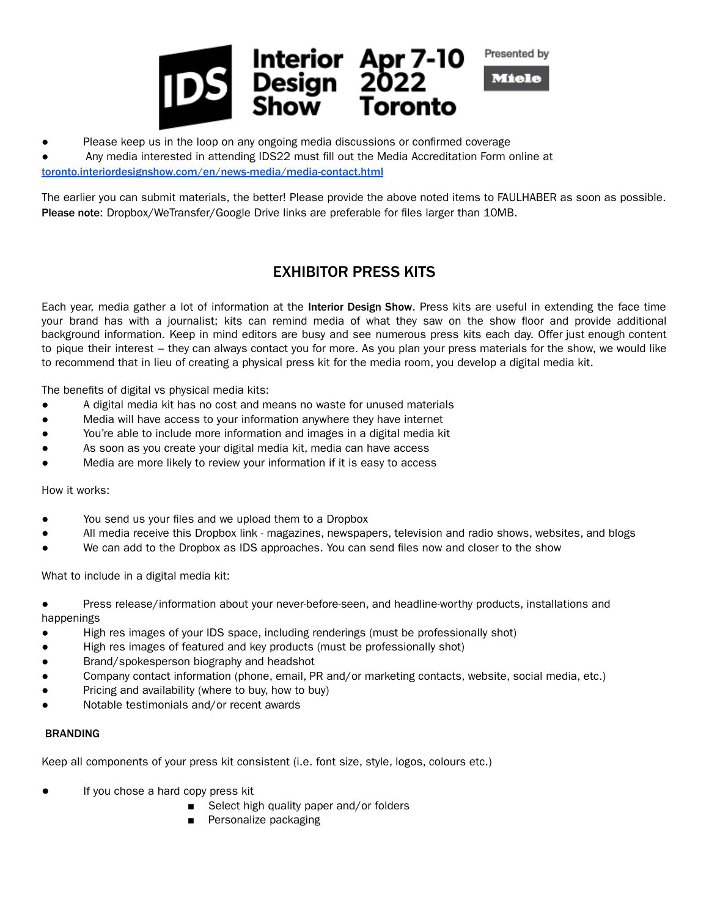- Please keep us in the loop on any ongoing media discussions or confirmed coverage
- Any media interested in attending IDS22 must fill out the Media Accreditation Form online at [toronto.interiordesignshow.com/en/news-media/media-contact.html](toronto.interiordesignshow.com/en/news-media/media-contact.html)

The earlier you can submit materials, the better! Please provide the above noted items to FAULHABER as soon as possible. **Please note**: Dropbox/WeTransfer/Google Drive links are preferable for files larger than 10MB.

## EXHIBITOR PRESS KITS

Each year, media gather a lot of information at the **Interior Design Show**. Press kits are useful in extending the face time your brand has with a journalist; kits can remind media of what they saw on the show floor and provide additional background information. Keep in mind editors are busy and see numerous press kits each day. Offer just enough content to pique their interest – they can always contact you for more. As you plan your press materials for the show, we would like to recommend that in lieu of creating a physical press kit for the media room, you develop a digital media kit.

The benefits of digital vs physical media kits:

- A digital media kit has no cost and means no waste for unused materials
- Media will have access to your information anywhere they have internet
- You're able to include more information and images in a digital media kit
- As soon as you create your digital media kit, media can have access
- Media are more likely to review your information if it is easy to access

How it works:

- You send us your files and we upload them to a Dropbox
- All media receive this Dropbox link - magazines, newspapers, television and radio shows, websites, and blogs
- We can add to the Dropbox as IDS approaches. You can send files now and closer to the show

What to include in a digital media kit:

- Press release/information about your never-before-seen, and headline-worthy products, installations and happenings
- High res images of your IDS space, including renderings (must be professionally shot)
- High res images of featured and key products (must be professionally shot)
- Brand/spokesperson biography and headshot
- Company contact information (phone, email, PR and/or marketing contacts, website, social media, etc.)
- Pricing and availability (where to buy, how to buy)
- Notable testimonials and/or recent awards

### BRANDING

Keep all components of your press kit consistent (i.e. font size, style, logos, colours etc.)

- If you chose a hard copy press kit
  - Select high quality paper and/or folders
  - Personalize packaging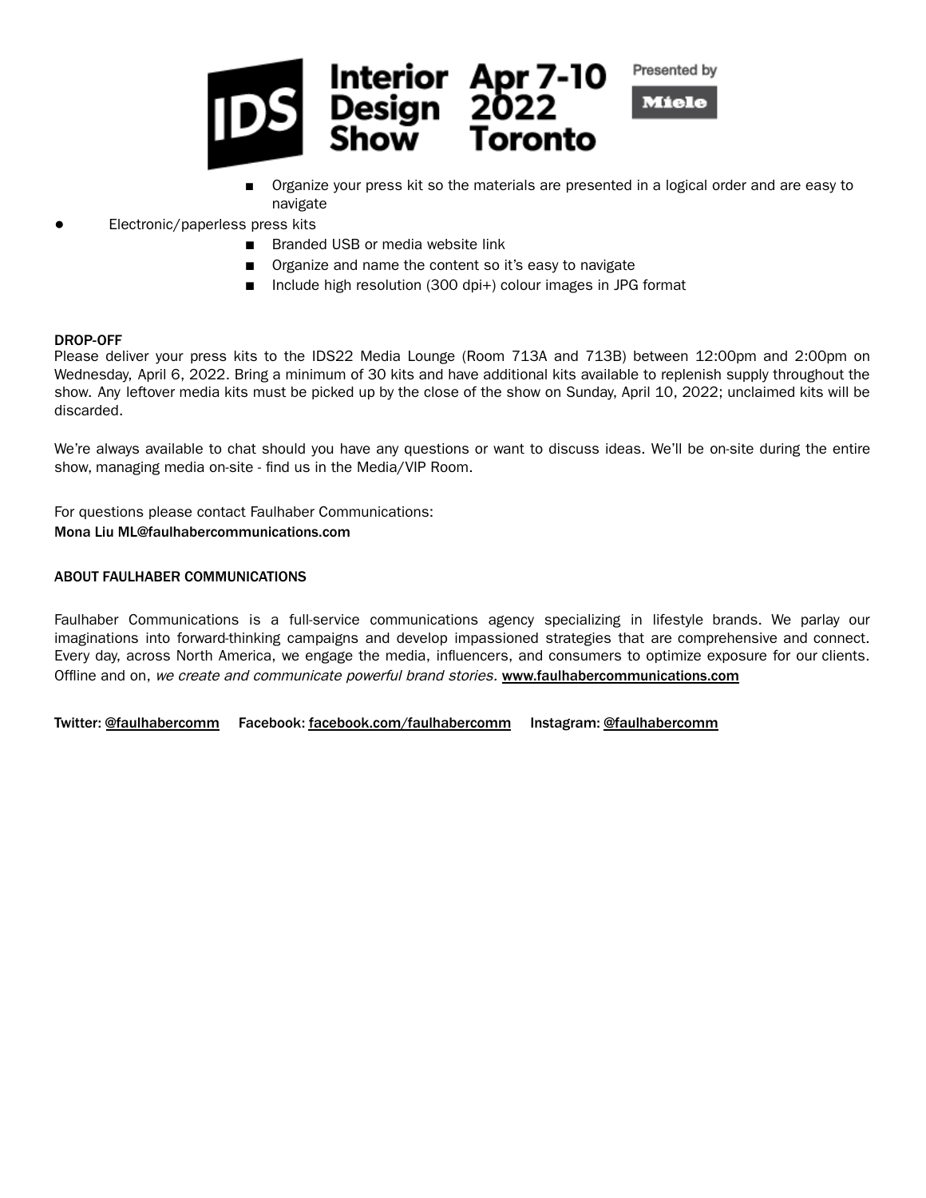- Organize your press kit so the materials are presented in a logical order and are easy to navigate
- Electronic/paperless press kits
  - Branded USB or media website link
  - Organize and name the content so it's easy to navigate
  - Include high resolution (300 dpi+) colour images in JPG format

DROP-OFF

Please deliver your press kits to the IDS22 Media Lounge (Room 713A and 713B) between 12:00pm and 2:00pm on Wednesday, April 6, 2022. Bring a minimum of 30 kits and have additional kits available to replenish supply throughout the show. Any leftover media kits must be picked up by the close of the show on Sunday, April 10, 2022; unclaimed kits will be discarded.

We're always available to chat should you have any questions or want to discuss ideas. We'll be on-site during the entire show, managing media on-site - find us in the Media/VIP Room.

For questions please contact Faulhaber Communications:
**Mona Liu ML@faulhabercommunications.com**

ABOUT FAULHABER COMMUNICATIONS

Faulhaber Communications is a full-service communications agency specializing in lifestyle brands. We parlay our imaginations into forward-thinking campaigns and develop impassioned strategies that are comprehensive and connect. Every day, across North America, we engage the media, influencers, and consumers to optimize exposure for our clients. Offline and on, *we create and communicate powerful brand stories.* www.faulhabercommunications.com

Twitter: @faulhabercomm     Facebook: facebook.com/faulhabercomm     Instagram: @faulhabercomm